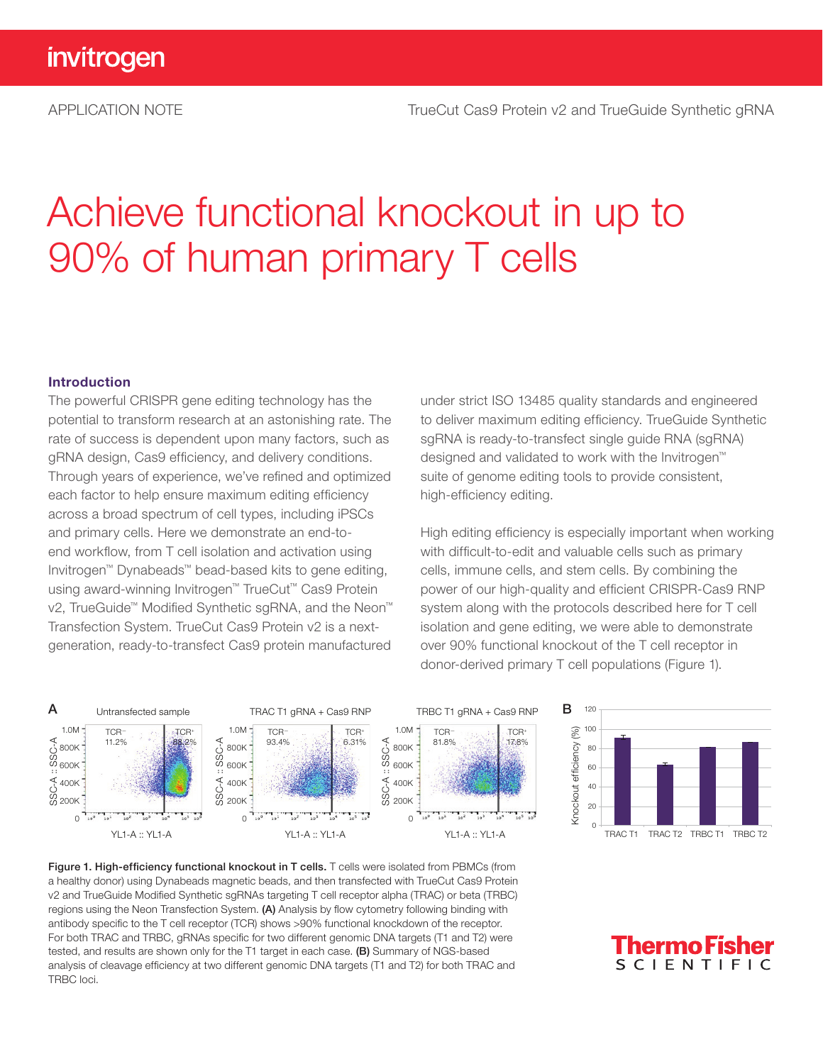APPLICATION NOTE    TrueCut Cas9 Protein v2 and TrueGuide Synthetic gRNA

# Achieve functional knockout in up to 90% of human primary T cells

## Introduction

The powerful CRISPR gene editing technology has the potential to transform research at an astonishing rate. The rate of success is dependent upon many factors, such as gRNA design, Cas9 efficiency, and delivery conditions. Through years of experience, we've refined and optimized each factor to help ensure maximum editing efficiency across a broad spectrum of cell types, including iPSCs and primary cells. Here we demonstrate an end-to-end workflow, from T cell isolation and activation using Invitrogen™ Dynabeads™ bead-based kits to gene editing, using award-winning Invitrogen™ TrueCut™ Cas9 Protein v2, TrueGuide™ Modified Synthetic sgRNA, and the Neon™ Transfection System. TrueCut Cas9 Protein v2 is a next-generation, ready-to-transfect Cas9 protein manufactured under strict ISO 13485 quality standards and engineered to deliver maximum editing efficiency. TrueGuide Synthetic sgRNA is ready-to-transfect single guide RNA (sgRNA) designed and validated to work with the Invitrogen™ suite of genome editing tools to provide consistent, high-efficiency editing.

High editing efficiency is especially important when working with difficult-to-edit and valuable cells such as primary cells, immune cells, and stem cells. By combining the power of our high-quality and efficient CRISPR-Cas9 RNP system along with the protocols described here for T cell isolation and gene editing, we were able to demonstrate over 90% functional knockout of the T cell receptor in donor-derived primary T cell populations (Figure 1).

**Figure 1. High-efficiency functional knockout in T cells.** T cells were isolated from PBMCs (from a healthy donor) using Dynabeads magnetic beads, and then transfected with TrueCut Cas9 Protein v2 and TrueGuide Modified Synthetic sgRNAs targeting T cell receptor alpha (TRAC) or beta (TRBC) regions using the Neon Transfection System. **(A)** Analysis by flow cytometry following binding with antibody specific to the T cell receptor (TCR) shows >90% functional knockdown of the receptor. For both TRAC and TRBC, gRNAs specific for two different genomic DNA targets (T1 and T2) were tested, and results are shown only for the T1 target in each case. **(B)** Summary of NGS-based analysis of cleavage efficiency at two different genomic DNA targets (T1 and T2) for both TRAC and TRBC loci.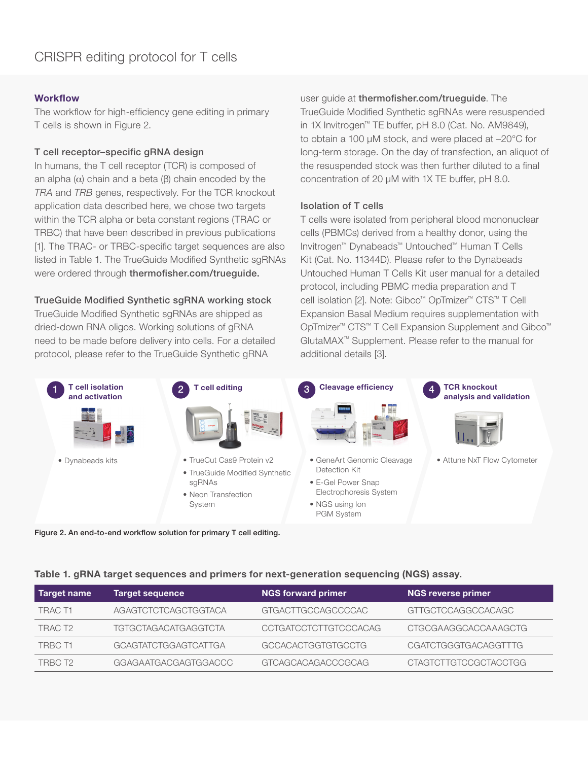# CRISPR editing protocol for T cells

## Workflow

The workflow for high-efficiency gene editing in primary T cells is shown in Figure 2.

### T cell receptor–specific gRNA design

In humans, the T cell receptor (TCR) is composed of an alpha (α) chain and a beta (β) chain encoded by the *TRA* and *TRB* genes, respectively. For the TCR knockout application data described here, we chose two targets within the TCR alpha or beta constant regions (TRAC or TRBC) that have been described in previous publications [1]. The TRAC- or TRBC-specific target sequences are also listed in Table 1. The TrueGuide Modified Synthetic sgRNAs were ordered through **thermofisher.com/trueguide.**

### TrueGuide Modified Synthetic sgRNA working stock

TrueGuide Modified Synthetic sgRNAs are shipped as dried-down RNA oligos. Working solutions of gRNA need to be made before delivery into cells. For a detailed protocol, please refer to the TrueGuide Synthetic gRNA user guide at **thermofisher.com/trueguide**. The TrueGuide Modified Synthetic sgRNAs were resuspended in 1X Invitrogen™ TE buffer, pH 8.0 (Cat. No. AM9849), to obtain a 100 μM stock, and were placed at –20°C for long-term storage. On the day of transfection, an aliquot of the resuspended stock was then further diluted to a final concentration of 20 μM with 1X TE buffer, pH 8.0.

### Isolation of T cells

T cells were isolated from peripheral blood mononuclear cells (PBMCs) derived from a healthy donor, using the Invitrogen™ Dynabeads™ Untouched™ Human T Cells Kit (Cat. No. 11344D). Please refer to the Dynabeads Untouched Human T Cells Kit user manual for a detailed protocol, including PBMC media preparation and T cell isolation [2]. Note: Gibco™ OpTmizer™ CTS™ T Cell Expansion Basal Medium requires supplementation with OpTmizer™ CTS™ T Cell Expansion Supplement and Gibco™ GlutaMAX™ Supplement. Please refer to the manual for additional details [3].

1. **T cell isolation and activation**
   - Dynabeads kits
2. **T cell editing**
   - TrueCut Cas9 Protein v2
   - TrueGuide Modified Synthetic sgRNAs
   - Neon Transfection System
3. **Cleavage efficiency**
   - GeneArt Genomic Cleavage Detection Kit
   - E-Gel Power Snap Electrophoresis System
   - NGS using Ion PGM System
4. **TCR knockout analysis and validation**
   - Attune NxT Flow Cytometer

**Figure 2. An end-to-end workflow solution for primary T cell editing.**

**Table 1. gRNA target sequences and primers for next-generation sequencing (NGS) assay.**

| Target name | Target sequence | NGS forward primer | NGS reverse primer |
|---|---|---|---|
| TRAC T1 | AGAGTCTCTCAGCTGGTACA | GTGACTTGCCAGCCCCAC | GTTGCTCCAGGCCACAGC |
| TRAC T2 | TGTGCTAGACATGAGGTCTA | CCTGATCCTCTTGTCCCACAG | CTGCGAAGGCACCAAAGCTG |
| TRBC T1 | GCAGTATCTGGAGTCATTGA | GCCACACTGGTGTGCCTG | CGATCTGGGTGACAGGTTTG |
| TRBC T2 | GGAGAATGACGAGTGGACCC | GTCAGCACAGACCCGCAG | CTAGTCTTGTCCGCTACCTGG |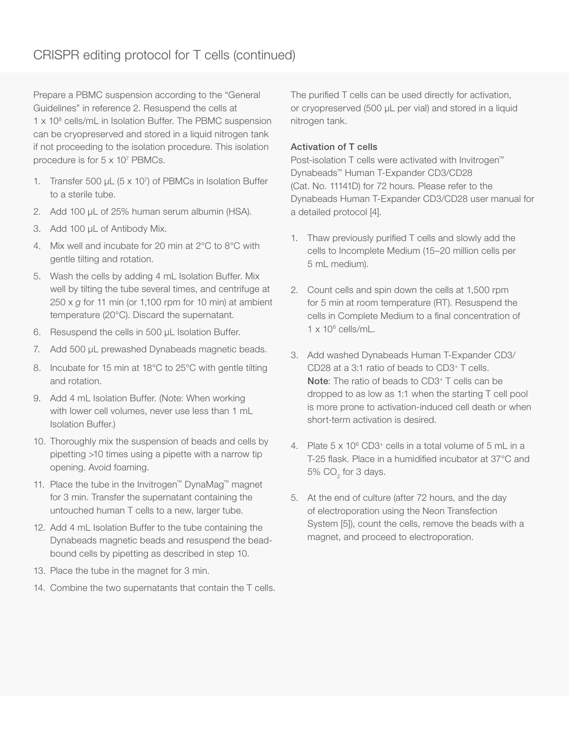## CRISPR editing protocol for T cells (continued)

Prepare a PBMC suspension according to the "General Guidelines" in reference 2. Resuspend the cells at $1 \times 10^8$ cells/mL in Isolation Buffer. The PBMC suspension can be cryopreserved and stored in a liquid nitrogen tank if not proceeding to the isolation procedure. This isolation procedure is for $5 \times 10^7$ PBMCs.

1. Transfer 500 µL ($5 \times 10^7$) of PBMCs in Isolation Buffer to a sterile tube.
2. Add 100 µL of 25% human serum albumin (HSA).
3. Add 100 µL of Antibody Mix.
4. Mix well and incubate for 20 min at 2°C to 8°C with gentle tilting and rotation.
5. Wash the cells by adding 4 mL Isolation Buffer. Mix well by tilting the tube several times, and centrifuge at 250 x *g* for 11 min (or 1,100 rpm for 10 min) at ambient temperature (20°C). Discard the supernatant.
6. Resuspend the cells in 500 µL Isolation Buffer.
7. Add 500 µL prewashed Dynabeads magnetic beads.
8. Incubate for 15 min at 18°C to 25°C with gentle tilting and rotation.
9. Add 4 mL Isolation Buffer. (Note: When working with lower cell volumes, never use less than 1 mL Isolation Buffer.)
10. Thoroughly mix the suspension of beads and cells by pipetting >10 times using a pipette with a narrow tip opening. Avoid foaming.
11. Place the tube in the Invitrogen™ DynaMag™ magnet for 3 min. Transfer the supernatant containing the untouched human T cells to a new, larger tube.
12. Add 4 mL Isolation Buffer to the tube containing the Dynabeads magnetic beads and resuspend the bead-bound cells by pipetting as described in step 10.
13. Place the tube in the magnet for 3 min.
14. Combine the two supernatants that contain the T cells.

The purified T cells can be used directly for activation, or cryopreserved (500 µL per vial) and stored in a liquid nitrogen tank.

### Activation of T cells

Post-isolation T cells were activated with Invitrogen™ Dynabeads™ Human T-Expander CD3/CD28 (Cat. No. 11141D) for 72 hours. Please refer to the Dynabeads Human T-Expander CD3/CD28 user manual for a detailed protocol [4].

1. Thaw previously purified T cells and slowly add the cells to Incomplete Medium (15–20 million cells per 5 mL medium).
2. Count cells and spin down the cells at 1,500 rpm for 5 min at room temperature (RT). Resuspend the cells in Complete Medium to a final concentration of $1 \times 10^6$ cells/mL.
3. Add washed Dynabeads Human T-Expander CD3/CD28 at a 3:1 ratio of beads to $CD3^+$ T cells.
   **Note**: The ratio of beads to $CD3^+$ T cells can be dropped to as low as 1:1 when the starting T cell pool is more prone to activation-induced cell death or when short-term activation is desired.
4. Plate $5 \times 10^6$ $CD3^+$ cells in a total volume of 5 mL in a T-25 flask. Place in a humidified incubator at 37°C and 5% $CO_2$ for 3 days.
5. At the end of culture (after 72 hours, and the day of electroporation using the Neon Transfection System [5]), count the cells, remove the beads with a magnet, and proceed to electroporation.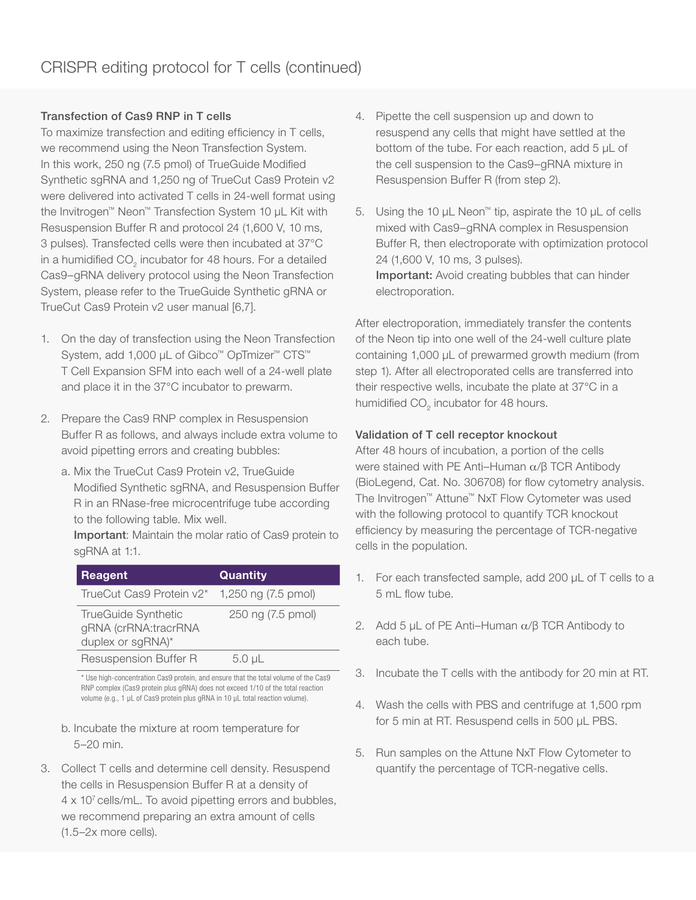## CRISPR editing protocol for T cells (continued)

### Transfection of Cas9 RNP in T cells

To maximize transfection and editing efficiency in T cells, we recommend using the Neon Transfection System. In this work, 250 ng (7.5 pmol) of TrueGuide Modified Synthetic sgRNA and 1,250 ng of TrueCut Cas9 Protein v2 were delivered into activated T cells in 24-well format using the Invitrogen™ Neon™ Transfection System 10 µL Kit with Resuspension Buffer R and protocol 24 (1,600 V, 10 ms, 3 pulses). Transfected cells were then incubated at 37°C in a humidified $CO_2$ incubator for 48 hours. For a detailed Cas9–gRNA delivery protocol using the Neon Transfection System, please refer to the TrueGuide Synthetic gRNA or TrueCut Cas9 Protein v2 user manual [6,7].

1. On the day of transfection using the Neon Transfection System, add 1,000 µL of Gibco™ OpTmizer™ CTS™ T Cell Expansion SFM into each well of a 24-well plate and place it in the 37°C incubator to prewarm.

2. Prepare the Cas9 RNP complex in Resuspension Buffer R as follows, and always include extra volume to avoid pipetting errors and creating bubbles:

   a. Mix the TrueCut Cas9 Protein v2, TrueGuide Modified Synthetic sgRNA, and Resuspension Buffer R in an RNase-free microcentrifuge tube according to the following table. Mix well.
   **Important**: Maintain the molar ratio of Cas9 protein to sgRNA at 1:1.

   | Reagent | Quantity |
   |---|---|
   | TrueCut Cas9 Protein v2* | 1,250 ng (7.5 pmol) |
   | TrueGuide Synthetic gRNA (crRNA:tracrRNA duplex or sgRNA)* | 250 ng (7.5 pmol) |
   | Resuspension Buffer R | 5.0 µL |

   \* Use high-concentration Cas9 protein, and ensure that the total volume of the Cas9 RNP complex (Cas9 protein plus gRNA) does not exceed 1/10 of the total reaction volume (e.g., 1 µL of Cas9 protein plus gRNA in 10 µL total reaction volume).

   b. Incubate the mixture at room temperature for 5–20 min.

3. Collect T cells and determine cell density. Resuspend the cells in Resuspension Buffer R at a density of 4 x $10^7$ cells/mL. To avoid pipetting errors and bubbles, we recommend preparing an extra amount of cells (1.5–2x more cells).

4. Pipette the cell suspension up and down to resuspend any cells that might have settled at the bottom of the tube. For each reaction, add 5 µL of the cell suspension to the Cas9–gRNA mixture in Resuspension Buffer R (from step 2).

5. Using the 10 µL Neon™ tip, aspirate the 10 µL of cells mixed with Cas9–gRNA complex in Resuspension Buffer R, then electroporate with optimization protocol 24 (1,600 V, 10 ms, 3 pulses).
   **Important:** Avoid creating bubbles that can hinder electroporation.

After electroporation, immediately transfer the contents of the Neon tip into one well of the 24-well culture plate containing 1,000 µL of prewarmed growth medium (from step 1). After all electroporated cells are transferred into their respective wells, incubate the plate at 37°C in a humidified $CO_2$ incubator for 48 hours.

### Validation of T cell receptor knockout

After 48 hours of incubation, a portion of the cells were stained with PE Anti–Human α/β TCR Antibody (BioLegend, Cat. No. 306708) for flow cytometry analysis. The Invitrogen™ Attune™ NxT Flow Cytometer was used with the following protocol to quantify TCR knockout efficiency by measuring the percentage of TCR-negative cells in the population.

1. For each transfected sample, add 200 µL of T cells to a 5 mL flow tube.

2. Add 5 µL of PE Anti–Human α/β TCR Antibody to each tube.

3. Incubate the T cells with the antibody for 20 min at RT.

4. Wash the cells with PBS and centrifuge at 1,500 rpm for 5 min at RT. Resuspend cells in 500 µL PBS.

5. Run samples on the Attune NxT Flow Cytometer to quantify the percentage of TCR-negative cells.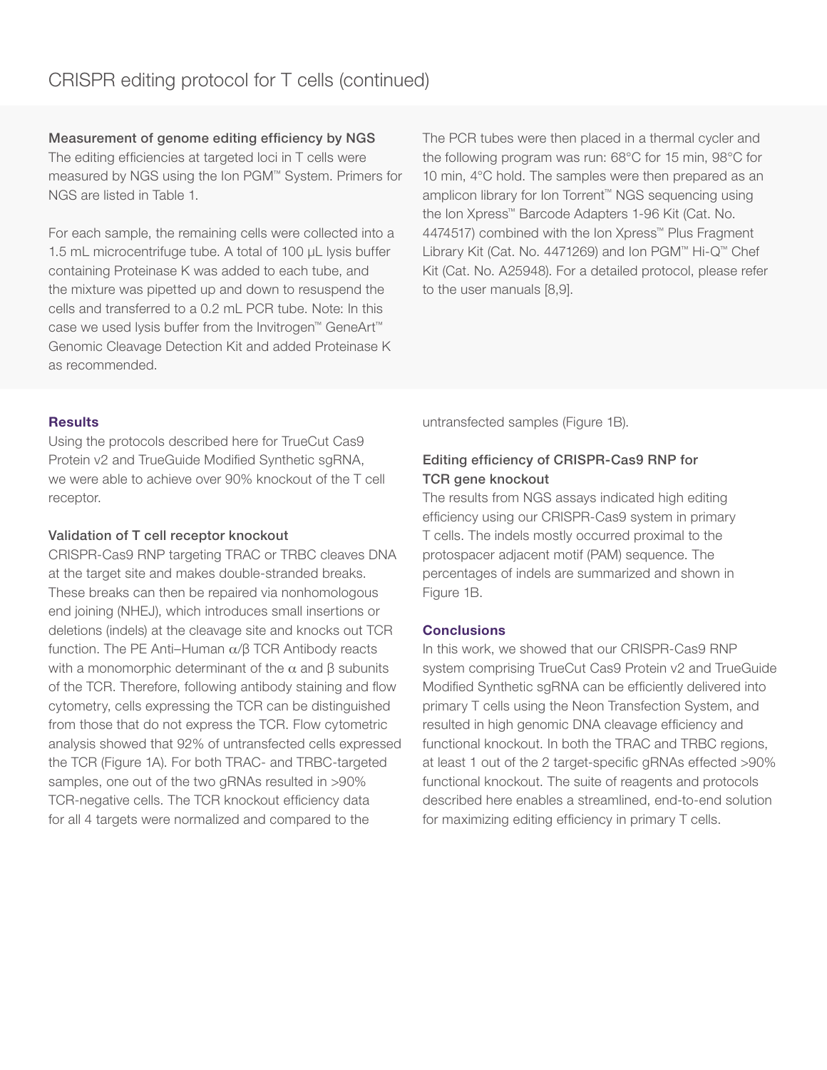# CRISPR editing protocol for T cells (continued)

### Measurement of genome editing efficiency by NGS

The editing efficiencies at targeted loci in T cells were measured by NGS using the Ion PGM™ System. Primers for NGS are listed in Table 1.

For each sample, the remaining cells were collected into a 1.5 mL microcentrifuge tube. A total of 100 µL lysis buffer containing Proteinase K was added to each tube, and the mixture was pipetted up and down to resuspend the cells and transferred to a 0.2 mL PCR tube. Note: In this case we used lysis buffer from the Invitrogen™ GeneArt™ Genomic Cleavage Detection Kit and added Proteinase K as recommended.

The PCR tubes were then placed in a thermal cycler and the following program was run: 68°C for 15 min, 98°C for 10 min, 4°C hold. The samples were then prepared as an amplicon library for Ion Torrent™ NGS sequencing using the Ion Xpress™ Barcode Adapters 1-96 Kit (Cat. No. 4474517) combined with the Ion Xpress™ Plus Fragment Library Kit (Cat. No. 4471269) and Ion PGM™ Hi-Q™ Chef Kit (Cat. No. A25948). For a detailed protocol, please refer to the user manuals [8,9].

## Results

Using the protocols described here for TrueCut Cas9 Protein v2 and TrueGuide Modified Synthetic sgRNA, we were able to achieve over 90% knockout of the T cell receptor.

### Validation of T cell receptor knockout

CRISPR-Cas9 RNP targeting TRAC or TRBC cleaves DNA at the target site and makes double-stranded breaks. These breaks can then be repaired via nonhomologous end joining (NHEJ), which introduces small insertions or deletions (indels) at the cleavage site and knocks out TCR function. The PE Anti–Human α/β TCR Antibody reacts with a monomorphic determinant of the α and β subunits of the TCR. Therefore, following antibody staining and flow cytometry, cells expressing the TCR can be distinguished from those that do not express the TCR. Flow cytometric analysis showed that 92% of untransfected cells expressed the TCR (Figure 1A). For both TRAC- and TRBC-targeted samples, one out of the two gRNAs resulted in >90% TCR-negative cells. The TCR knockout efficiency data for all 4 targets were normalized and compared to the untransfected samples (Figure 1B).

### Editing efficiency of CRISPR-Cas9 RNP for TCR gene knockout

The results from NGS assays indicated high editing efficiency using our CRISPR-Cas9 system in primary T cells. The indels mostly occurred proximal to the protospacer adjacent motif (PAM) sequence. The percentages of indels are summarized and shown in Figure 1B.

## Conclusions

In this work, we showed that our CRISPR-Cas9 RNP system comprising TrueCut Cas9 Protein v2 and TrueGuide Modified Synthetic sgRNA can be efficiently delivered into primary T cells using the Neon Transfection System, and resulted in high genomic DNA cleavage efficiency and functional knockout. In both the TRAC and TRBC regions, at least 1 out of the 2 target-specific gRNAs effected >90% functional knockout. The suite of reagents and protocols described here enables a streamlined, end-to-end solution for maximizing editing efficiency in primary T cells.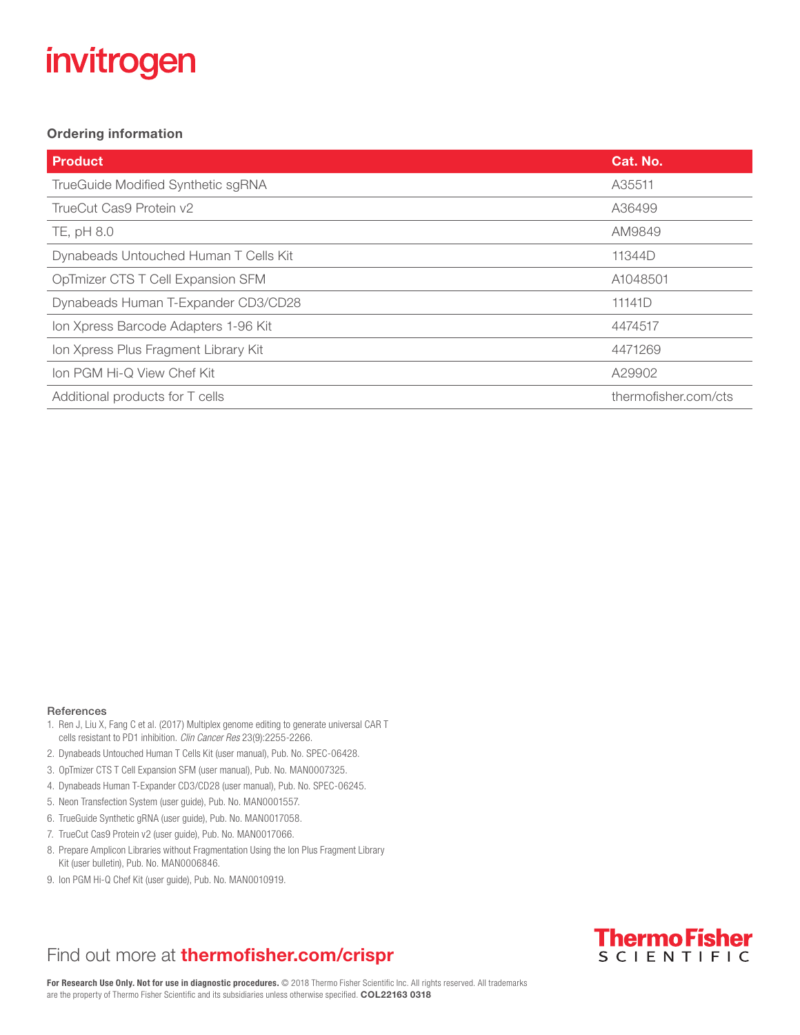## Ordering information

| Product | Cat. No. |
|---|---|
| TrueGuide Modified Synthetic sgRNA | A35511 |
| TrueCut Cas9 Protein v2 | A36499 |
| TE, pH 8.0 | AM9849 |
| Dynabeads Untouched Human T Cells Kit | 11344D |
| OpTmizer CTS T Cell Expansion SFM | A1048501 |
| Dynabeads Human T-Expander CD3/CD28 | 11141D |
| Ion Xpress Barcode Adapters 1-96 Kit | 4474517 |
| Ion Xpress Plus Fragment Library Kit | 4471269 |
| Ion PGM Hi-Q View Chef Kit | A29902 |
| Additional products for T cells | thermofisher.com/cts |

### References

1. Ren J, Liu X, Fang C et al. (2017) Multiplex genome editing to generate universal CAR T cells resistant to PD1 inhibition. *Clin Cancer Res* 23(9):2255-2266.
2. Dynabeads Untouched Human T Cells Kit (user manual), Pub. No. SPEC-06428.
3. OpTmizer CTS T Cell Expansion SFM (user manual), Pub. No. MAN0007325.
4. Dynabeads Human T-Expander CD3/CD28 (user manual), Pub. No. SPEC-06245.
5. Neon Transfection System (user guide), Pub. No. MAN0001557.
6. TrueGuide Synthetic gRNA (user guide), Pub. No. MAN0017058.
7. TrueCut Cas9 Protein v2 (user guide), Pub. No. MAN0017066.
8. Prepare Amplicon Libraries without Fragmentation Using the Ion Plus Fragment Library Kit (user bulletin), Pub. No. MAN0006846.
9. Ion PGM Hi-Q Chef Kit (user guide), Pub. No. MAN0010919.

Find out more at **thermofisher.com/crispr**

**For Research Use Only. Not for use in diagnostic procedures.** © 2018 Thermo Fisher Scientific Inc. All rights reserved. All trademarks are the property of Thermo Fisher Scientific and its subsidiaries unless otherwise specified. **COL22163 0318**